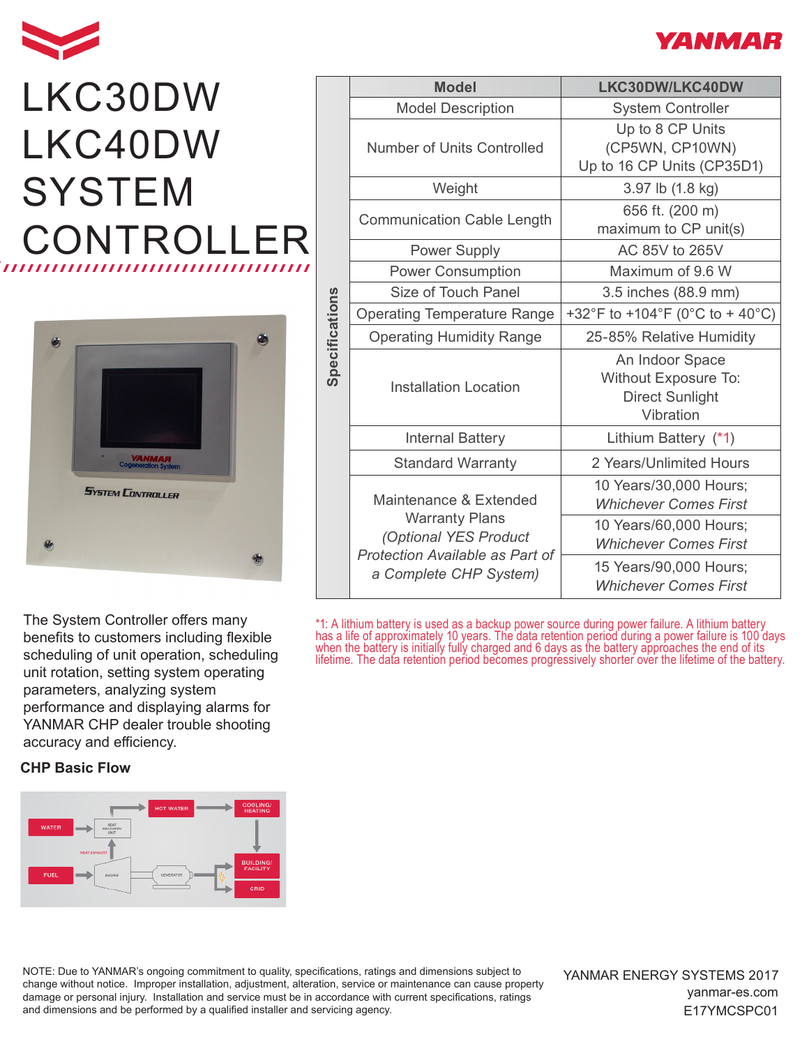# LKC30DW LKC40DW SYSTEM CONTROLLER

| Specifications | Model | LKC30DW/LKC40DW |
|---|---|---|
| | Model Description | System Controller |
| | Number of Units Controlled | Up to 8 CP Units (CP5WN, CP10WN) Up to 16 CP Units (CP35D1) |
| | Weight | 3.97 lb (1.8 kg) |
| | Communication Cable Length | 656 ft. (200 m) maximum to CP unit(s) |
| | Power Supply | AC 85V to 265V |
| | Power Consumption | Maximum of 9.6 W |
| | Size of Touch Panel | 3.5 inches (88.9 mm) |
| | Operating Temperature Range | +32°F to +104°F (0°C to + 40°C) |
| | Operating Humidity Range | 25-85% Relative Humidity |
| | Installation Location | An Indoor Space Without Exposure To: Direct Sunlight Vibration |
| | Internal Battery | Lithium Battery (*1) |
| | Standard Warranty | 2 Years/Unlimited Hours |
| | Maintenance & Extended Warranty Plans *(Optional YES Product Protection Available as Part of a Complete CHP System)* | 10 Years/30,000 Hours; *Whichever Comes First* |
| | | 10 Years/60,000 Hours; *Whichever Comes First* |
| | | 15 Years/90,000 Hours; *Whichever Comes First* |

*1: A lithium battery is used as a backup power source during power failure. A lithium battery has a life of approximately 10 years. The data retention period during a power failure is 100 days when the battery is initially fully charged and 6 days as the battery approaches the end of its lifetime. The data retention period becomes progressively shorter over the lifetime of the battery.

The System Controller offers many benefits to customers including flexible scheduling of unit operation, scheduling unit rotation, setting system operating parameters, analyzing system performance and displaying alarms for YANMAR CHP dealer trouble shooting accuracy and efficiency.

**CHP Basic Flow**

NOTE: Due to YANMAR's ongoing commitment to quality, specifications, ratings and dimensions subject to change without notice. Improper installation, adjustment, alteration, service or maintenance can cause property damage or personal injury. Installation and service must be in accordance with current specifications, ratings and dimensions and be performed by a qualified installer and servicing agency.

YANMAR ENERGY SYSTEMS 2017
yanmar-es.com
E17YMCSPC01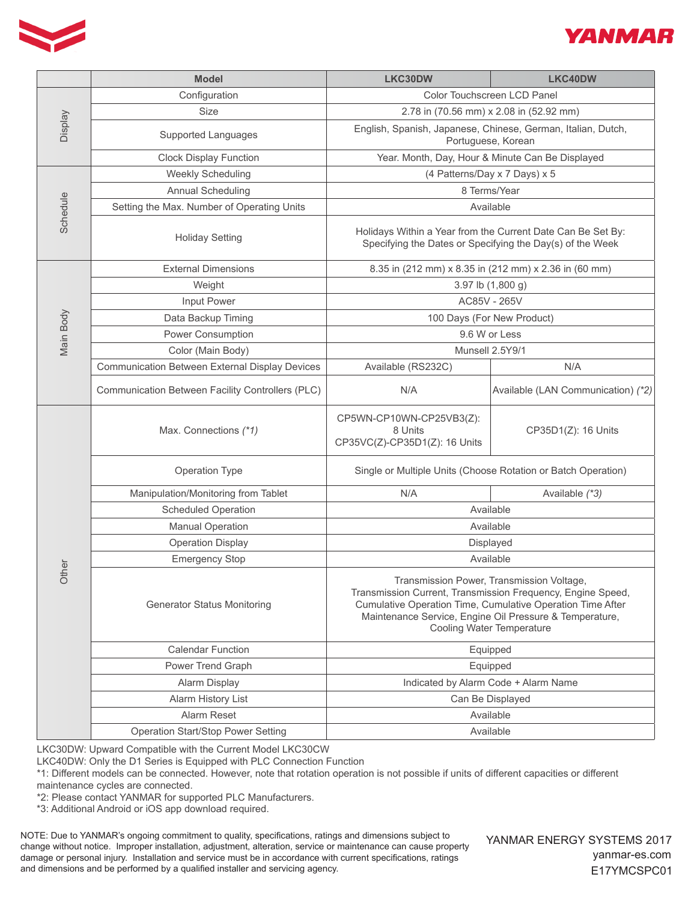| | Model | LKC30DW | LKC40DW |
|---|---|---|---|
| Display | Configuration | Color Touchscreen LCD Panel | |
| | Size | 2.78 in (70.56 mm) x 2.08 in (52.92 mm) | |
| | Supported Languages | English, Spanish, Japanese, Chinese, German, Italian, Dutch, Portuguese, Korean | |
| | Clock Display Function | Year. Month, Day, Hour & Minute Can Be Displayed | |
| Schedule | Weekly Scheduling | (4 Patterns/Day x 7 Days) x 5 | |
| | Annual Scheduling | 8 Terms/Year | |
| | Setting the Max. Number of Operating Units | Available | |
| | Holiday Setting | Holidays Within a Year from the Current Date Can Be Set By: Specifying the Dates or Specifying the Day(s) of the Week | |
| Main Body | External Dimensions | 8.35 in (212 mm) x 8.35 in (212 mm) x 2.36 in (60 mm) | |
| | Weight | 3.97 lb (1,800 g) | |
| | Input Power | AC85V - 265V | |
| | Data Backup Timing | 100 Days (For New Product) | |
| | Power Consumption | 9.6 W or Less | |
| | Color (Main Body) | Munsell 2.5Y9/1 | |
| | Communication Between External Display Devices | Available (RS232C) | N/A |
| | Communication Between Facility Controllers (PLC) | N/A | Available (LAN Communication) *(*2)* |
| Other | Max. Connections *(*1)* | CP5WN-CP10WN-CP25VB3(Z): 8 Units CP35VC(Z)-CP35D1(Z): 16 Units | CP35D1(Z): 16 Units |
| | Operation Type | Single or Multiple Units (Choose Rotation or Batch Operation) | |
| | Manipulation/Monitoring from Tablet | N/A | Available *(*3)* |
| | Scheduled Operation | Available | |
| | Manual Operation | Available | |
| | Operation Display | Displayed | |
| | Emergency Stop | Available | |
| | Generator Status Monitoring | Transmission Power, Transmission Voltage, Transmission Current, Transmission Frequency, Engine Speed, Cumulative Operation Time, Cumulative Operation Time After Maintenance Service, Engine Oil Pressure & Temperature, Cooling Water Temperature | |
| | Calendar Function | Equipped | |
| | Power Trend Graph | Equipped | |
| | Alarm Display | Indicated by Alarm Code + Alarm Name | |
| | Alarm History List | Can Be Displayed | |
| | Alarm Reset | Available | |
| | Operation Start/Stop Power Setting | Available | |

LKC30DW: Upward Compatible with the Current Model LKC30CW
LKC40DW: Only the D1 Series is Equipped with PLC Connection Function
*1: Different models can be connected. However, note that rotation operation is not possible if units of different capacities or different maintenance cycles are connected.
*2: Please contact YANMAR for supported PLC Manufacturers.
*3: Additional Android or iOS app download required.

NOTE: Due to YANMAR's ongoing commitment to quality, specifications, ratings and dimensions subject to change without notice. Improper installation, adjustment, alteration, service or maintenance can cause property damage or personal injury. Installation and service must be in accordance with current specifications, ratings and dimensions and be performed by a qualified installer and servicing agency.

YANMAR ENERGY SYSTEMS 2017
yanmar-es.com
E17YMCSPC01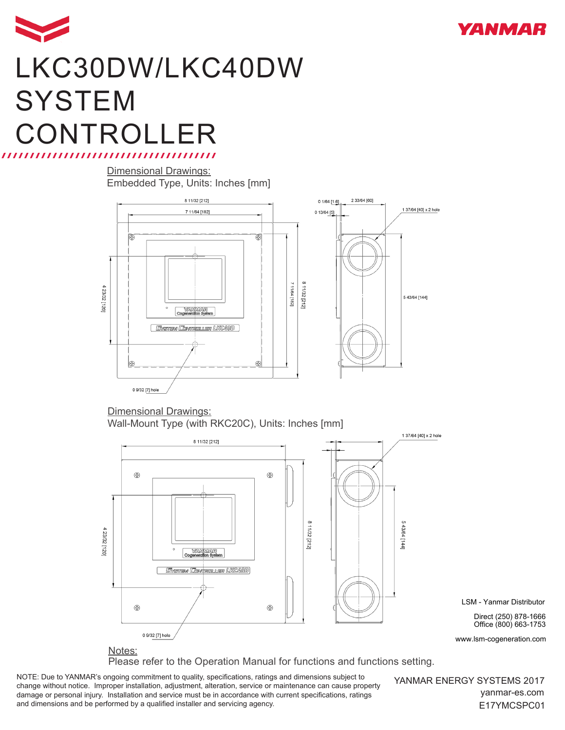# LKC30DW/LKC40DW SYSTEM CONTROLLER

Dimensional Drawings:
Embedded Type, Units: Inches [mm]

8 11/32 [212]
7 11/64 [182]
0 1/64 [1.6]
2 33/64 [60]
0 13/64 [5]
1 37/64 [40] x 2 hole
4 23/32 [120]
7 11/64 [182]
8 11/32 [212]
5 43/64 [144]
YANMAR Cogeneration System
SYSTEM CONTROLLER LKC40D
0 9/32 [7] hole

Dimensional Drawings:
Wall-Mount Type (with RKC20C), Units: Inches [mm]

8 11/32 [212]
1 37/64 [40] x 2 hole
4 23/32 [120]
8 11/32 [212]
5 43/64 [144]
YANMAR Cogeneration System
SYSTEM CONTROLLER LKC40D
0 9/32 [7] hole

LSM - Yanmar Distributor

Direct (250) 878-1666
Office (800) 663-1753

www.lsm-cogeneration.com

Notes:
Please refer to the Operation Manual for functions and functions setting.

NOTE: Due to YANMAR's ongoing commitment to quality, specifications, ratings and dimensions subject to change without notice. Improper installation, adjustment, alteration, service or maintenance can cause property damage or personal injury. Installation and service must be in accordance with current specifications, ratings and dimensions and be performed by a qualified installer and servicing agency.

YANMAR ENERGY SYSTEMS 2017
yanmar-es.com
E17YMCSPC01